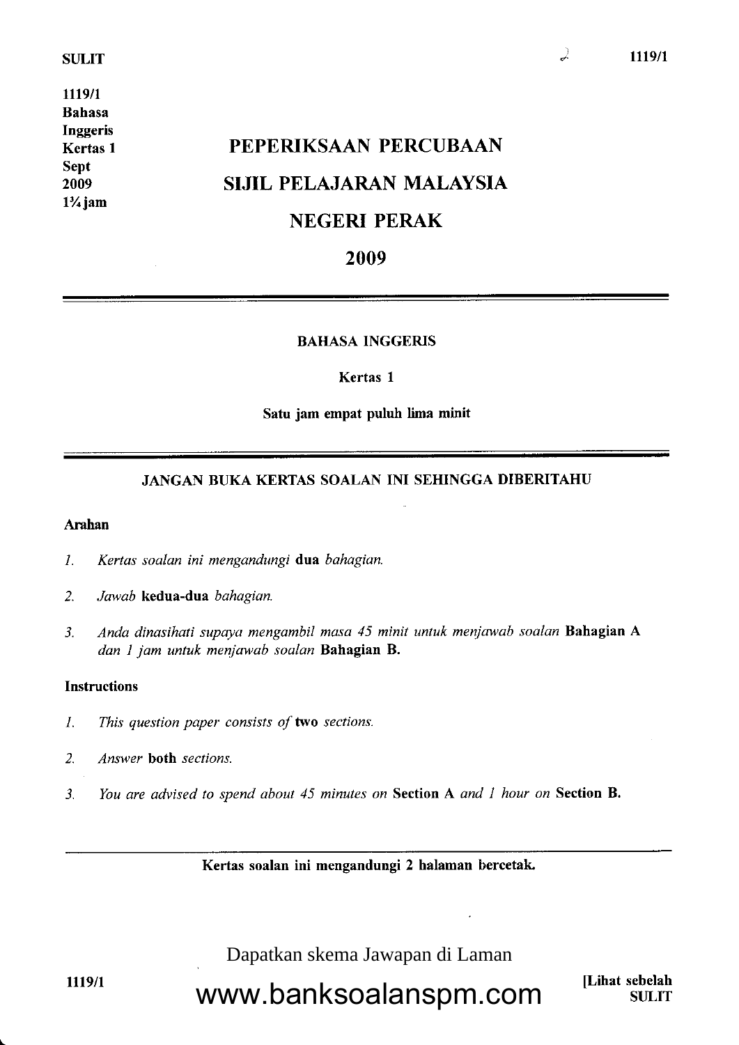1119/1
Bahasa
Inggeris
Kertas 1
Sept
2009
1¾ jam

# PEPERIKSAAN PERCUBAAN
# SIJIL PELAJARAN MALAYSIA
# NEGERI PERAK
# 2009

**BAHASA INGGERIS**

**Kertas 1**

**Satu jam empat puluh lima minit**

**JANGAN BUKA KERTAS SOALAN INI SEHINGGA DIBERITAHU**

**Arahan**

1. *Kertas soalan ini mengandungi* **dua** *bahagian.*
2. *Jawab* **kedua-dua** *bahagian.*
3. *Anda dinasihati supaya mengambil masa 45 minit untuk menjawab soalan* **Bahagian A** *dan 1 jam untuk menjawab soalan* **Bahagian B.**

**Instructions**

1. *This question paper consists of* **two** *sections.*
2. *Answer* **both** *sections.*
3. *You are advised to spend about 45 minutes on* **Section A** *and 1 hour on* **Section B.**

**Kertas soalan ini mengandungi 2 halaman bercetak.**

Dapatkan skema Jawapan di Laman

www.banksoalanspm.com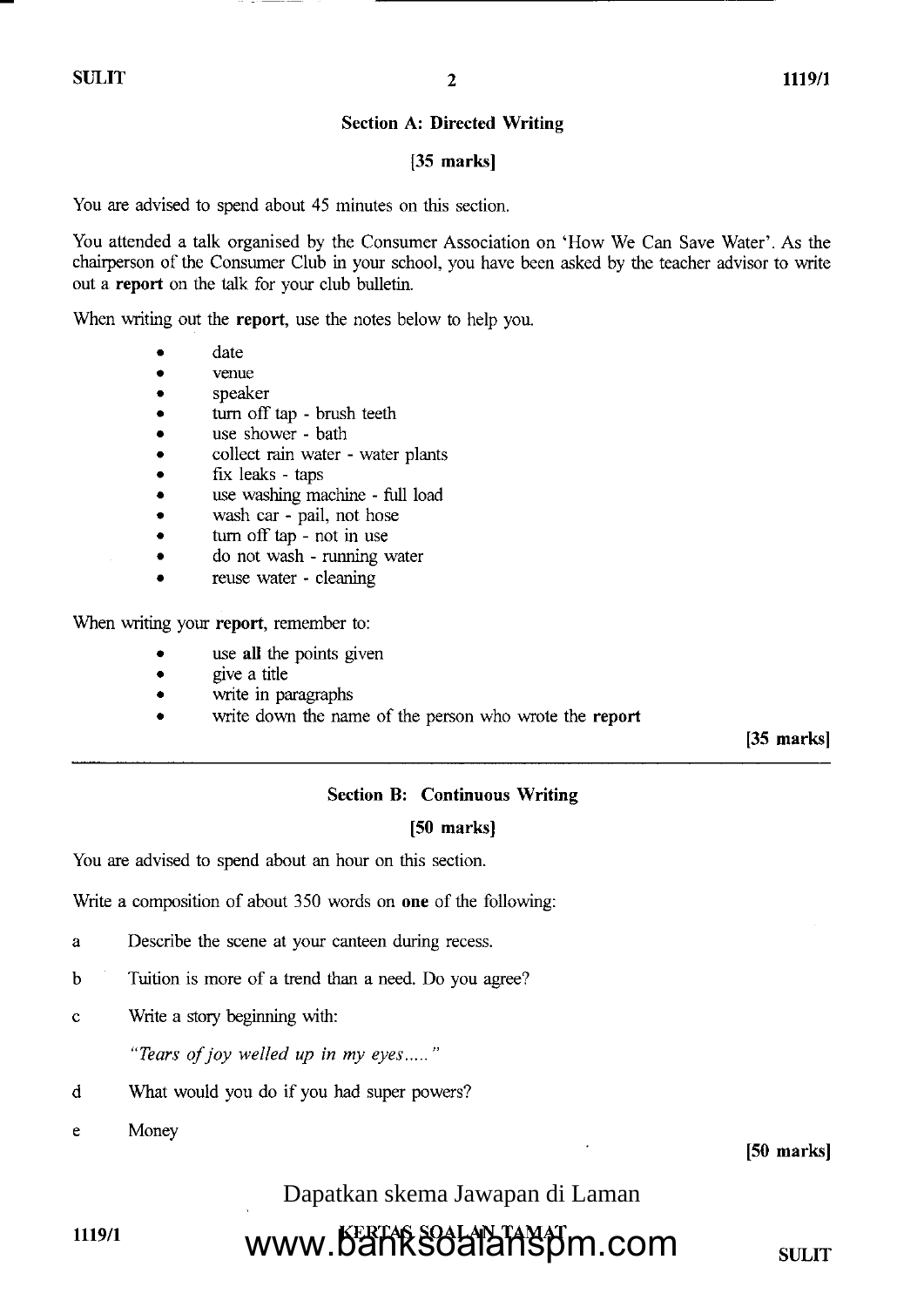## Section A: Directed Writing

**[35 marks]**

You are advised to spend about 45 minutes on this section.

You attended a talk organised by the Consumer Association on 'How We Can Save Water'. As the chairperson of the Consumer Club in your school, you have been asked by the teacher advisor to write out a **report** on the talk for your club bulletin.

When writing out the **report**, use the notes below to help you.

- date
- venue
- speaker
- turn off tap - brush teeth
- use shower - bath
- collect rain water - water plants
- fix leaks - taps
- use washing machine - full load
- wash car - pail, not hose
- turn off tap - not in use
- do not wash - running water
- reuse water - cleaning

When writing your **report**, remember to:

- use **all** the points given
- give a title
- write in paragraphs
- write down the name of the person who wrote the **report**

**[35 marks]**

---

## Section B: Continuous Writing

**[50 marks]**

You are advised to spend about an hour on this section.

Write a composition of about 350 words on **one** of the following:

a Describe the scene at your canteen during recess.

b Tuition is more of a trend than a need. Do you agree?

c Write a story beginning with:

*"Tears of joy welled up in my eyes....."*

d What would you do if you had super powers?

e Money

**[50 marks]**

Dapatkan skema Jawapan di Laman

KERTAS SOALAN TAMAT

www.banksoalanspm.com